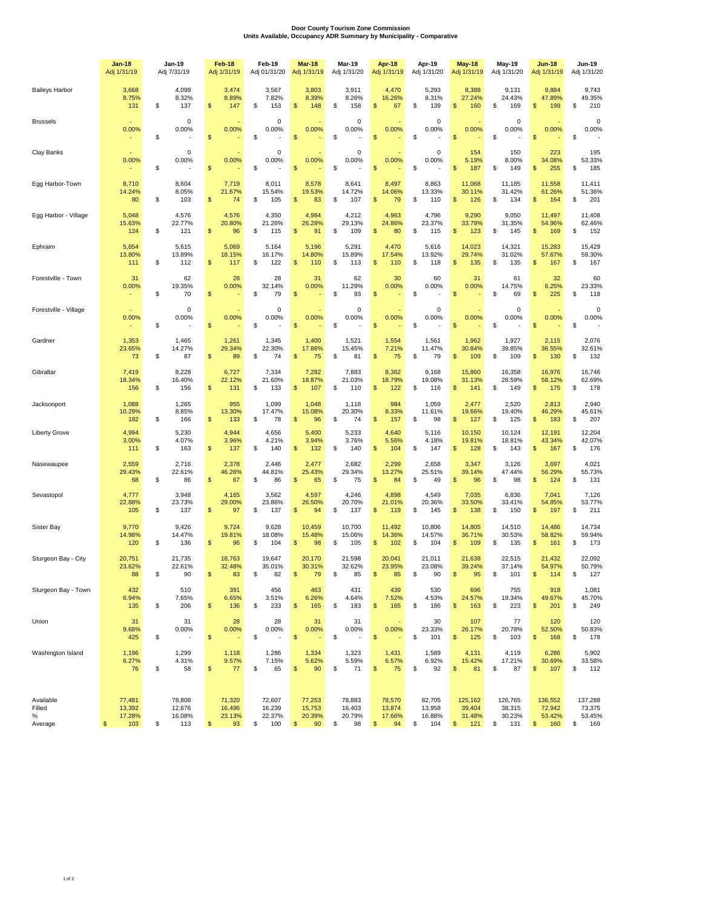# Door County Tourism Zone Commission
## Units Available, Occupancy ADR Summary by Municipality - Comparative

| | Jan-18 Adj 1/31/19 | Jan-19 Adj 7/31/19 | Feb-18 Adj 1/31/19 | Feb-19 Adj 01/31/20 | Mar-18 Adj 1/31/19 | Mar-19 Adj 1/31/20 | Apr-18 Adj 1/31/19 | Apr-19 Adj 1/31/20 | May-18 Adj 1/31/19 | May-19 Adj 1/31/20 | Jun-18 Adj 1/31/19 | Jun-19 Adj 1/31/20 |
|---|---|---|---|---|---|---|---|---|---|---|---|---|
| Baileys Harbor | 3,668 | 4,098 | 3,474 | 3,567 | 3,803 | 3,911 | 4,470 | 5,293 | 8,388 | 9,131 | 9,884 | 9,743 |
| | 8.75% | 8.32% | 8.89% | 7.82% | 8.39% | 8.26% | 16.26% | 8.31% | 27.24% | 24.43% | 47.89% | 49.35% |
| | 131 | $ 137 | $ 147 | $ 153 | $ 148 | $ 158 | $ 67 | $ 139 | $ 160 | $ 169 | $ 199 | $ 210 |
| Brussels | - | 0 | - | 0 | - | 0 | - | 0 | - | 0 | - | 0 |
| | 0.00% | 0.00% | 0.00% | 0.00% | 0.00% | 0.00% | 0.00% | 0.00% | 0.00% | 0.00% | 0.00% | 0.00% |
| | - | $ - | $ - | $ - | $ - | $ - | $ - | $ - | $ - | $ - | $ - | $ - |
| Clay Banks | - | 0 | - | 0 | - | 0 | - | 0 | 154 | 150 | 223 | 195 |
| | 0.00% | 0.00% | 0.00% | 0.00% | 0.00% | 0.00% | 0.00% | 0.00% | 5.19% | 8.00% | 34.08% | 53.33% |
| | - | $ - | $ - | $ - | $ - | $ - | $ - | $ - | $ 187 | $ 149 | $ 255 | $ 185 |
| Egg Harbor-Town | 8,710 | 8,604 | 7,719 | 8,011 | 8,578 | 8,641 | 8,497 | 8,863 | 11,068 | 11,185 | 11,558 | 11,411 |
| | 14.24% | 8.05% | 21.67% | 15.54% | 19.53% | 14.72% | 14.06% | 13.33% | 30.11% | 31.42% | 61.26% | 51.36% |
| | 80 | $ 103 | $ 74 | $ 105 | $ 83 | $ 107 | $ 79 | $ 110 | $ 126 | $ 134 | $ 164 | $ 201 |
| Egg Harbor - Village | 5,048 | 4,576 | 4,576 | 4,350 | 4,984 | 4,212 | 4,963 | 4,796 | 9,290 | 9,050 | 11,497 | 11,408 |
| | 15.63% | 22.77% | 20.80% | 21.26% | 26.28% | 29.13% | 24.86% | 23.37% | 33.79% | 31.35% | 54.96% | 62.46% |
| | 124 | $ 121 | $ 96 | $ 115 | $ 91 | $ 109 | $ 80 | $ 115 | $ 123 | $ 145 | $ 169 | $ 152 |
| Ephraim | 5,654 | 5,615 | 5,069 | 5,164 | 5,196 | 5,291 | 4,470 | 5,616 | 14,023 | 14,321 | 15,283 | 15,429 |
| | 13.80% | 13.89% | 18.15% | 16.17% | 14.80% | 15.89% | 17.54% | 13.92% | 29.74% | 31.02% | 57.67% | 59.30% |
| | 111 | $ 112 | $ 117 | $ 122 | $ 110 | $ 113 | $ 110 | $ 118 | $ 135 | $ 135 | $ 167 | $ 167 |
| Forestville - Town | 31 | 62 | 28 | 28 | 31 | 62 | 30 | 60 | 31 | 61 | 32 | 60 |
| | 0.00% | 19.35% | 0.00% | 32.14% | 0.00% | 11.29% | 0.00% | 0.00% | 0.00% | 14.75% | 6.25% | 23.33% |
| | - | $ 70 | $ - | $ 79 | $ - | $ 93 | $ - | $ - | $ - | $ 69 | $ 225 | $ 118 |
| Forestville - Village | - | 0 | - | 0 | - | 0 | - | 0 | - | 0 | - | 0 |
| | 0.00% | 0.00% | 0.00% | 0.00% | 0.00% | 0.00% | 0.00% | 0.00% | 0.00% | 0.00% | 0.00% | 0.00% |
| | - | $ - | $ - | $ - | $ - | $ - | $ - | $ - | $ - | $ - | $ - | $ - |
| Gardner | 1,353 | 1,465 | 1,261 | 1,345 | 1,400 | 1,521 | 1,554 | 1,561 | 1,962 | 1,927 | 2,115 | 2,076 |
| | 23.65% | 14.27% | 29.34% | 22.30% | 17.86% | 15.45% | 7.21% | 11.47% | 30.84% | 39.85% | 36.55% | 32.61% |
| | 73 | $ 87 | $ 89 | $ 74 | $ 75 | $ 81 | $ 75 | $ 79 | $ 109 | $ 109 | $ 130 | $ 132 |
| Gibraltar | 7,419 | 8,228 | 6,727 | 7,334 | 7,282 | 7,883 | 8,362 | 9,168 | 15,860 | 16,358 | 16,976 | 16,746 |
| | 18.34% | 16.40% | 22.12% | 21.60% | 18.87% | 21.03% | 18.79% | 19.08% | 31.13% | 28.59% | 58.12% | 62.69% |
| | 156 | $ 156 | $ 131 | $ 133 | $ 107 | $ 110 | $ 122 | $ 116 | $ 141 | $ 149 | $ 175 | $ 178 |
| Jacksonport | 1,088 | 1,265 | 955 | 1,099 | 1,048 | 1,118 | 984 | 1,059 | 2,477 | 2,520 | 2,813 | 2,940 |
| | 10.29% | 8.85% | 13.30% | 17.47% | 15.08% | 20.30% | 8.33% | 11.61% | 19.66% | 19.40% | 46.29% | 45.61% |
| | 182 | $ 166 | $ 133 | $ 78 | $ 96 | $ 74 | $ 157 | $ 98 | $ 127 | $ 125 | $ 183 | $ 207 |
| Liberty Grove | 4,994 | 5,230 | 4,944 | 4,656 | 5,400 | 5,233 | 4,640 | 5,116 | 10,150 | 10,124 | 12,191 | 12,204 |
| | 3.00% | 4.07% | 3.96% | 4.21% | 3.94% | 3.76% | 5.56% | 4.18% | 19.81% | 18.81% | 43.34% | 42.07% |
| | 111 | $ 163 | $ 137 | $ 140 | $ 132 | $ 140 | $ 104 | $ 147 | $ 128 | $ 143 | $ 167 | $ 176 |
| Nasewaupee | 2,559 | 2,716 | 2,378 | 2,446 | 2,477 | 2,682 | 2,299 | 2,658 | 3,347 | 3,126 | 3,697 | 4,021 |
| | 29.43% | 22.61% | 46.26% | 44.81% | 25.43% | 29.34% | 13.27% | 25.51% | 39.14% | 47.44% | 56.29% | 55.73% |
| | 68 | $ 86 | $ 67 | $ 86 | $ 65 | $ 75 | $ 84 | $ 49 | $ 96 | $ 98 | $ 124 | $ 131 |
| Sevastopol | 4,777 | 3,948 | 4,165 | 3,562 | 4,597 | 4,246 | 4,898 | 4,549 | 7,035 | 6,836 | 7,041 | 7,126 |
| | 22.88% | 23.73% | 29.00% | 23.86% | 26.50% | 20.70% | 21.01% | 20.36% | 33.50% | 33.41% | 54.85% | 53.77% |
| | 105 | $ 137 | $ 97 | $ 137 | $ 94 | $ 137 | $ 119 | $ 145 | $ 138 | $ 150 | $ 197 | $ 211 |
| Sister Bay | 9,770 | 9,426 | 9,724 | 9,628 | 10,459 | 10,700 | 11,492 | 10,806 | 14,805 | 14,510 | 14,486 | 14,734 |
| | 14.98% | 14.47% | 19.81% | 18.08% | 15.48% | 15.06% | 14.36% | 14.57% | 36.71% | 30.53% | 58.82% | 59.94% |
| | 120 | $ 136 | $ 96 | $ 104 | $ 98 | $ 105 | $ 102 | $ 104 | $ 109 | $ 135 | $ 161 | $ 173 |
| Sturgeon Bay - City | 20,751 | 21,735 | 18,763 | 19,647 | 20,170 | 21,598 | 20,041 | 21,011 | 21,638 | 22,515 | 21,432 | 22,092 |
| | 23.62% | 22.61% | 32.48% | 35.01% | 30.31% | 32.62% | 23.95% | 23.08% | 39.24% | 37.14% | 54.97% | 50.79% |
| | 88 | $ 90 | $ 83 | $ 82 | $ 79 | $ 85 | $ 85 | $ 90 | $ 95 | $ 101 | $ 114 | $ 127 |
| Sturgeon Bay - Town | 432 | 510 | 391 | 456 | 463 | 431 | 439 | 530 | 696 | 755 | 918 | 1,081 |
| | 6.94% | 7.65% | 6.65% | 3.51% | 6.26% | 4.64% | 7.52% | 4.53% | 24.57% | 19.34% | 49.67% | 45.70% |
| | 135 | $ 206 | $ 136 | $ 233 | $ 165 | $ 183 | $ 165 | $ 186 | $ 163 | $ 223 | $ 201 | $ 249 |
| Union | 31 | 31 | 28 | 28 | 31 | 31 | - | 30 | 107 | 77 | 120 | 120 |
| | 9.68% | 0.00% | 0.00% | 0.00% | 0.00% | 0.00% | 0.00% | 23.33% | 26.17% | 20.78% | 52.50% | 50.83% |
| | 425 | $ - | $ - | $ - | $ - | $ - | $ - | $ 101 | $ 125 | $ 103 | $ 168 | $ 178 |
| Washington Island | 1,196 | 1,299 | 1,118 | 1,286 | 1,334 | 1,323 | 1,431 | 1,589 | 4,131 | 4,119 | 6,286 | 5,902 |
| | 6.27% | 4.31% | 9.57% | 7.15% | 5.62% | 5.59% | 6.57% | 6.92% | 15.42% | 17.21% | 30.69% | 33.58% |
| | 76 | $ 58 | $ 77 | $ 65 | $ 90 | $ 71 | $ 75 | $ 92 | $ 81 | $ 87 | $ 107 | $ 112 |
| Available | 77,481 | 78,808 | 71,320 | 72,607 | 77,253 | 78,883 | 78,570 | 82,705 | 125,162 | 126,765 | 136,552 | 137,288 |
| Filled | 13,392 | 12,676 | 16,496 | 16,239 | 15,753 | 16,403 | 13,874 | 13,958 | 39,404 | 38,315 | 72,942 | 73,375 |
| % | 17.28% | 16.08% | 23.13% | 22.37% | 20.39% | 20.79% | 17.66% | 16.88% | 31.48% | 30.23% | 53.42% | 53.45% |
| Average | $ 103 | $ 113 | $ 93 | $ 100 | $ 90 | $ 98 | $ 94 | $ 104 | $ 121 | $ 131 | $ 160 | $ 169 |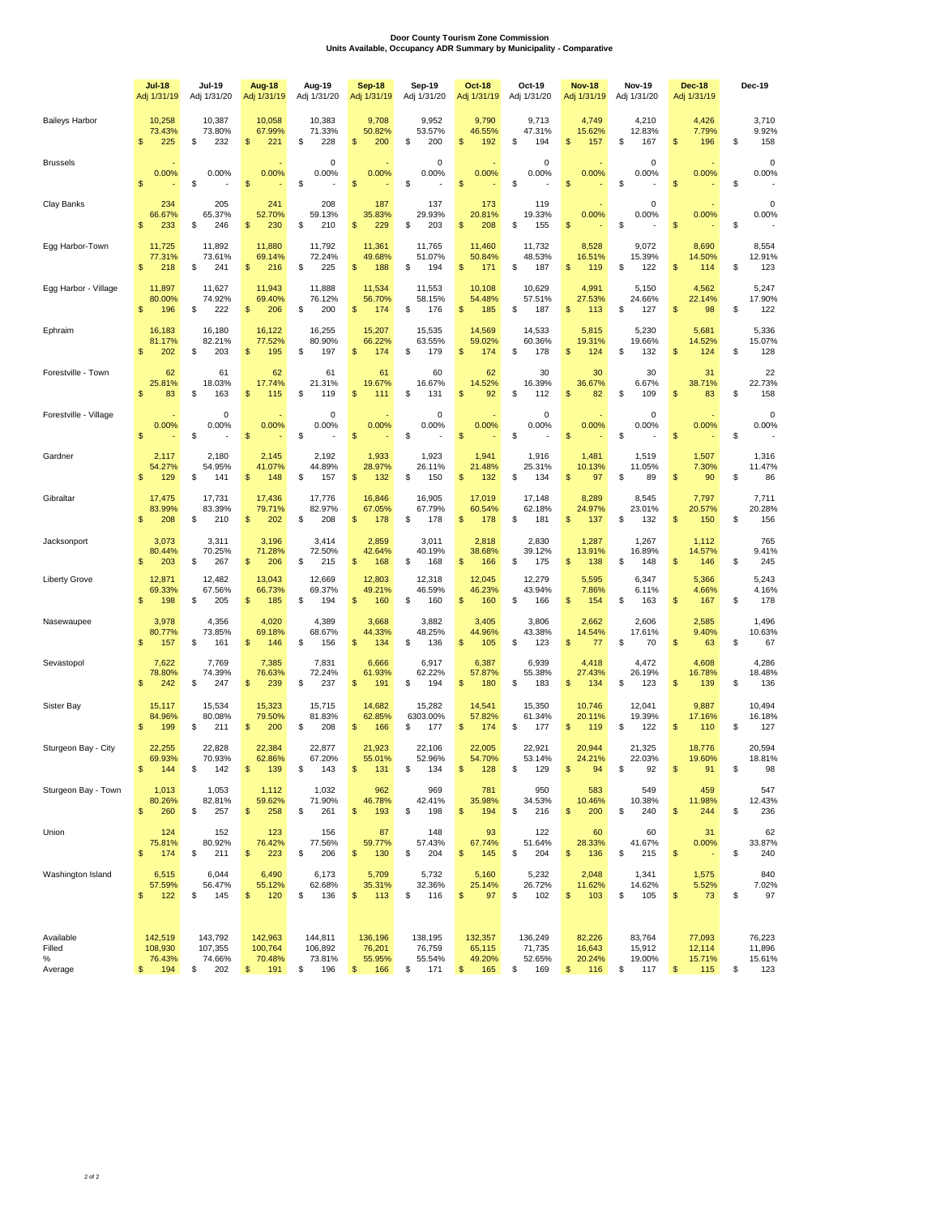**Door County Tourism Zone Commission**
**Units Available, Occupancy ADR Summary by Municipality - Comparative**

| | Jul-18 Adj 1/31/19 | Jul-19 Adj 1/31/20 | Aug-18 Adj 1/31/19 | Aug-19 Adj 1/31/20 | Sep-18 Adj 1/31/19 | Sep-19 Adj 1/31/20 | Oct-18 Adj 1/31/19 | Oct-19 Adj 1/31/20 | Nov-18 Adj 1/31/19 | Nov-19 Adj 1/31/20 | Dec-18 Adj 1/31/19 | Dec-19 |
|---|---|---|---|---|---|---|---|---|---|---|---|---|
| Baileys Harbor | 10,258 | 10,387 | 10,058 | 10,383 | 9,708 | 9,952 | 9,790 | 9,713 | 4,749 | 4,210 | 4,426 | 3,710 |
| | 73.43% | 73.80% | 67.99% | 71.33% | 50.82% | 53.57% | 46.55% | 47.31% | 15.62% | 12.83% | 7.79% | 9.92% |
| | $ 225 | $ 232 | $ 221 | $ 228 | $ 200 | $ 200 | $ 192 | $ 194 | $ 157 | $ 167 | $ 196 | $ 158 |
| Brussels | - | | - | 0 | - | 0 | - | 0 | - | 0 | - | 0 |
| | 0.00% | 0.00% | 0.00% | 0.00% | 0.00% | 0.00% | 0.00% | 0.00% | 0.00% | 0.00% | 0.00% | 0.00% |
| | $ - | $ - | $ - | $ - | $ - | $ - | $ - | $ - | $ - | $ - | $ - | $ - |
| Clay Banks | 234 | 205 | 241 | 208 | 187 | 137 | 173 | 119 | - | 0 | - | 0 |
| | 66.67% | 65.37% | 52.70% | 59.13% | 35.83% | 29.93% | 20.81% | 19.33% | 0.00% | 0.00% | 0.00% | 0.00% |
| | $ 233 | $ 246 | $ 230 | $ 210 | $ 229 | $ 203 | $ 208 | $ 155 | $ - | $ - | $ - | $ - |
| Egg Harbor-Town | 11,725 | 11,892 | 11,880 | 11,792 | 11,361 | 11,765 | 11,460 | 11,732 | 8,528 | 9,072 | 8,690 | 8,554 |
| | 77.31% | 73.61% | 69.14% | 72.24% | 49.68% | 51.07% | 50.84% | 48.53% | 16.51% | 15.39% | 14.50% | 12.91% |
| | $ 218 | $ 241 | $ 216 | $ 225 | $ 188 | $ 194 | $ 171 | $ 187 | $ 119 | $ 122 | $ 114 | $ 123 |
| Egg Harbor - Village | 11,897 | 11,627 | 11,943 | 11,888 | 11,534 | 11,553 | 10,108 | 10,629 | 4,991 | 5,150 | 4,562 | 5,247 |
| | 80.00% | 74.92% | 69.40% | 76.12% | 56.70% | 58.15% | 54.48% | 57.51% | 27.53% | 24.66% | 22.14% | 17.90% |
| | $ 196 | $ 222 | $ 206 | $ 200 | $ 174 | $ 176 | $ 185 | $ 187 | $ 113 | $ 127 | $ 98 | $ 122 |
| Ephraim | 16,183 | 16,180 | 16,122 | 16,255 | 15,207 | 15,535 | 14,569 | 14,533 | 5,815 | 5,230 | 5,681 | 5,336 |
| | 81.17% | 82.21% | 77.52% | 80.90% | 66.22% | 63.55% | 59.02% | 60.36% | 19.31% | 19.66% | 14.52% | 15.07% |
| | $ 202 | $ 203 | $ 195 | $ 197 | $ 174 | $ 179 | $ 174 | $ 178 | $ 124 | $ 132 | $ 124 | $ 128 |
| Forestville - Town | 62 | 61 | 62 | 61 | 61 | 60 | 62 | 30 | 30 | 30 | 31 | 22 |
| | 25.81% | 18.03% | 17.74% | 21.31% | 19.67% | 16.67% | 14.52% | 16.39% | 36.67% | 6.67% | 38.71% | 22.73% |
| | $ 83 | $ 163 | $ 115 | $ 119 | $ 111 | $ 131 | $ 92 | $ 112 | $ 82 | $ 109 | $ 83 | $ 158 |
| Forestville - Village | - | 0 | - | 0 | - | 0 | - | 0 | - | 0 | - | 0 |
| | 0.00% | 0.00% | 0.00% | 0.00% | 0.00% | 0.00% | 0.00% | 0.00% | 0.00% | 0.00% | 0.00% | 0.00% |
| | $ - | $ - | $ - | $ - | $ - | $ - | $ - | $ - | $ - | $ - | $ - | $ - |
| Gardner | 2,117 | 2,180 | 2,145 | 2,192 | 1,933 | 1,923 | 1,941 | 1,916 | 1,481 | 1,519 | 1,507 | 1,316 |
| | 54.27% | 54.95% | 41.07% | 44.89% | 28.97% | 26.11% | 21.48% | 25.31% | 10.13% | 11.05% | 7.30% | 11.47% |
| | $ 129 | $ 141 | $ 148 | $ 157 | $ 132 | $ 150 | $ 132 | $ 134 | $ 97 | $ 89 | $ 90 | $ 86 |
| Gibraltar | 17,475 | 17,731 | 17,436 | 17,776 | 16,846 | 16,905 | 17,019 | 17,148 | 8,289 | 8,545 | 7,797 | 7,711 |
| | 83.99% | 83.39% | 79.71% | 82.97% | 67.05% | 67.79% | 60.54% | 62.18% | 24.97% | 23.01% | 20.57% | 20.28% |
| | $ 208 | $ 210 | $ 202 | $ 208 | $ 178 | $ 178 | $ 178 | $ 181 | $ 137 | $ 132 | $ 150 | $ 156 |
| Jacksonport | 3,073 | 3,311 | 3,196 | 3,414 | 2,859 | 3,011 | 2,818 | 2,830 | 1,287 | 1,267 | 1,112 | 765 |
| | 80.44% | 70.25% | 71.28% | 72.50% | 42.64% | 40.19% | 38.68% | 39.12% | 13.91% | 16.89% | 14.57% | 9.41% |
| | $ 203 | $ 267 | $ 206 | $ 215 | $ 168 | $ 168 | $ 166 | $ 175 | $ 138 | $ 148 | $ 146 | $ 245 |
| Liberty Grove | 12,871 | 12,482 | 13,043 | 12,669 | 12,803 | 12,318 | 12,045 | 12,279 | 5,595 | 6,347 | 5,366 | 5,243 |
| | 69.33% | 67.56% | 66.73% | 69.37% | 49.21% | 46.59% | 46.23% | 43.94% | 7.86% | 6.11% | 4.66% | 4.16% |
| | $ 198 | $ 205 | $ 185 | $ 194 | $ 160 | $ 160 | $ 160 | $ 166 | $ 154 | $ 163 | $ 167 | $ 178 |
| Nasewaupee | 3,978 | 4,356 | 4,020 | 4,389 | 3,668 | 3,882 | 3,405 | 3,806 | 2,662 | 2,606 | 2,585 | 1,496 |
| | 80.77% | 73.85% | 69.18% | 68.67% | 44.33% | 48.25% | 44.96% | 43.38% | 14.54% | 17.61% | 9.40% | 10.63% |
| | $ 157 | $ 161 | $ 146 | $ 156 | $ 134 | $ 136 | $ 105 | $ 123 | $ 77 | $ 70 | $ 63 | $ 67 |
| Sevastopol | 7,622 | 7,769 | 7,385 | 7,831 | 6,666 | 6,917 | 6,387 | 6,939 | 4,418 | 4,472 | 4,608 | 4,286 |
| | 78.80% | 74.39% | 76.63% | 72.24% | 61.93% | 62.22% | 57.87% | 55.38% | 27.43% | 26.19% | 16.78% | 18.48% |
| | $ 242 | $ 247 | $ 239 | $ 237 | $ 191 | $ 194 | $ 180 | $ 183 | $ 134 | $ 123 | $ 139 | $ 136 |
| Sister Bay | 15,117 | 15,534 | 15,323 | 15,715 | 14,682 | 15,282 | 14,541 | 15,350 | 10,746 | 12,041 | 9,887 | 10,494 |
| | 84.96% | 80.08% | 79.50% | 81.83% | 62.85% | 6303.00% | 57.82% | 61.34% | 20.11% | 19.39% | 17.16% | 16.18% |
| | $ 199 | $ 211 | $ 200 | $ 208 | $ 166 | $ 177 | $ 174 | $ 177 | $ 119 | $ 122 | $ 110 | $ 127 |
| Sturgeon Bay - City | 22,255 | 22,828 | 22,384 | 22,877 | 21,923 | 22,106 | 22,005 | 22,921 | 20,944 | 21,325 | 18,776 | 20,594 |
| | 69.93% | 70.93% | 62.86% | 67.20% | 55.01% | 52.96% | 54.70% | 53.14% | 24.21% | 22.03% | 19.60% | 18.81% |
| | $ 144 | $ 142 | $ 139 | $ 143 | $ 131 | $ 134 | $ 128 | $ 129 | $ 94 | $ 92 | $ 91 | $ 98 |
| Sturgeon Bay - Town | 1,013 | 1,053 | 1,112 | 1,032 | 962 | 969 | 781 | 950 | 583 | 549 | 459 | 547 |
| | 80.26% | 82.81% | 59.62% | 71.90% | 46.78% | 42.41% | 35.98% | 34.53% | 10.46% | 10.38% | 11.98% | 12.43% |
| | $ 260 | $ 257 | $ 258 | $ 261 | $ 193 | $ 198 | $ 194 | $ 216 | $ 200 | $ 240 | $ 244 | $ 236 |
| Union | 124 | 152 | 123 | 156 | 87 | 148 | 93 | 122 | 60 | 60 | 31 | 62 |
| | 75.81% | 80.92% | 76.42% | 77.56% | 59.77% | 57.43% | 67.74% | 51.64% | 28.33% | 41.67% | 0.00% | 33.87% |
| | $ 174 | $ 211 | $ 223 | $ 206 | $ 130 | $ 204 | $ 145 | $ 204 | $ 136 | $ 215 | $ - | $ 240 |
| Washington Island | 6,515 | 6,044 | 6,490 | 6,173 | 5,709 | 5,732 | 5,160 | 5,232 | 2,048 | 1,341 | 1,575 | 840 |
| | 57.59% | 56.47% | 55.12% | 62.68% | 35.31% | 32.36% | 25.14% | 26.72% | 11.62% | 14.62% | 5.52% | 7.02% |
| | $ 122 | $ 145 | $ 120 | $ 136 | $ 113 | $ 116 | $ 97 | $ 102 | $ 103 | $ 105 | $ 73 | $ 97 |
| Available | 142,519 | 143,792 | 142,963 | 144,811 | 136,196 | 138,195 | 132,357 | 136,249 | 82,226 | 83,764 | 77,093 | 76,223 |
| Filled | 108,930 | 107,355 | 100,764 | 106,892 | 76,201 | 76,759 | 65,115 | 71,735 | 16,643 | 15,912 | 12,114 | 11,896 |
| % | 76.43% | 74.66% | 70.48% | 73.81% | 55.95% | 55.54% | 49.20% | 52.65% | 20.24% | 19.00% | 15.71% | 15.61% |
| Average | $ 194 | $ 202 | $ 191 | $ 196 | $ 166 | $ 171 | $ 165 | $ 169 | $ 116 | $ 117 | $ 115 | $ 123 |